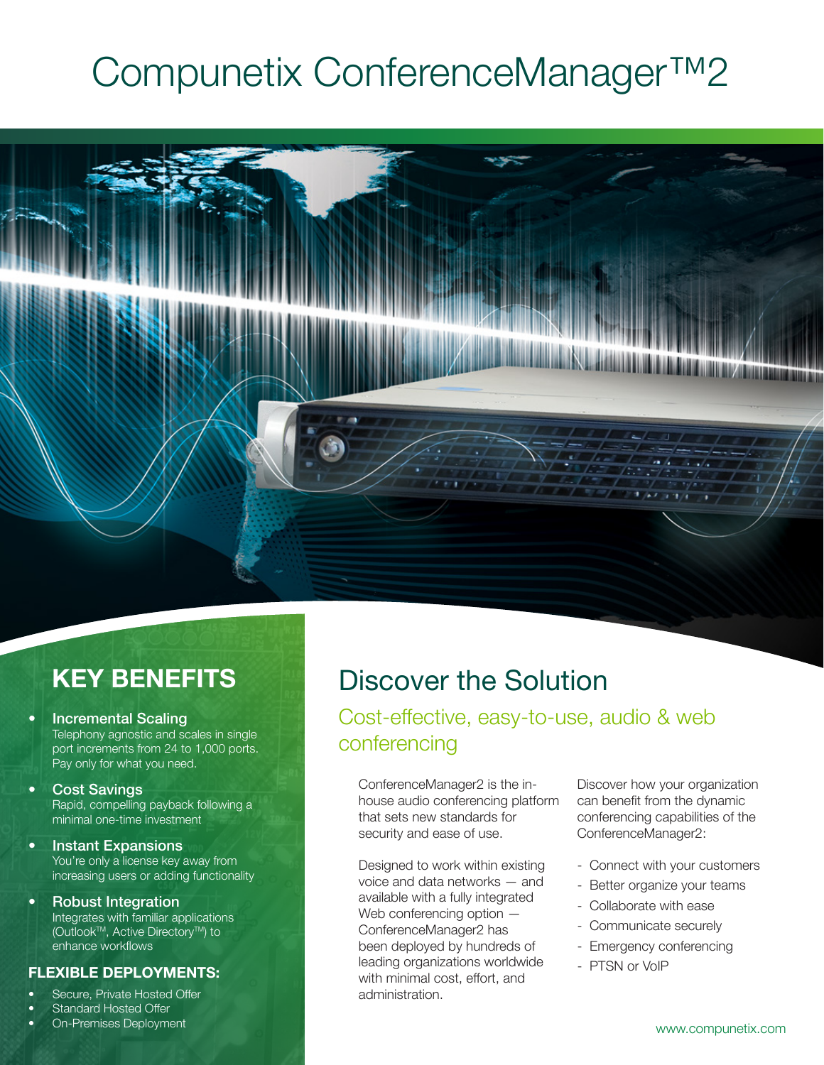# Compunetix ConferenceManager™2

## KEY BENEFITS

- **Incremental Scaling**
  Telephony agnostic and scales in single port increments from 24 to 1,000 ports. Pay only for what you need.
- **Cost Savings**
  Rapid, compelling payback following a minimal one-time investment
- **Instant Expansions**
  You're only a license key away from increasing users or adding functionality
- **Robust Integration**
  Integrates with familiar applications (Outlook™, Active Directory™) to enhance workflows

### FLEXIBLE DEPLOYMENTS:

- Secure, Private Hosted Offer
- Standard Hosted Offer
- On-Premises Deployment

## Discover the Solution

### Cost-effective, easy-to-use, audio & web conferencing

ConferenceManager2 is the in-house audio conferencing platform that sets new standards for security and ease of use.

Designed to work within existing voice and data networks — and available with a fully integrated Web conferencing option — ConferenceManager2 has been deployed by hundreds of leading organizations worldwide with minimal cost, effort, and administration.

Discover how your organization can benefit from the dynamic conferencing capabilities of the ConferenceManager2:

- Connect with your customers
- Better organize your teams
- Collaborate with ease
- Communicate securely
- Emergency conferencing
- PTSN or VoIP

www.compunetix.com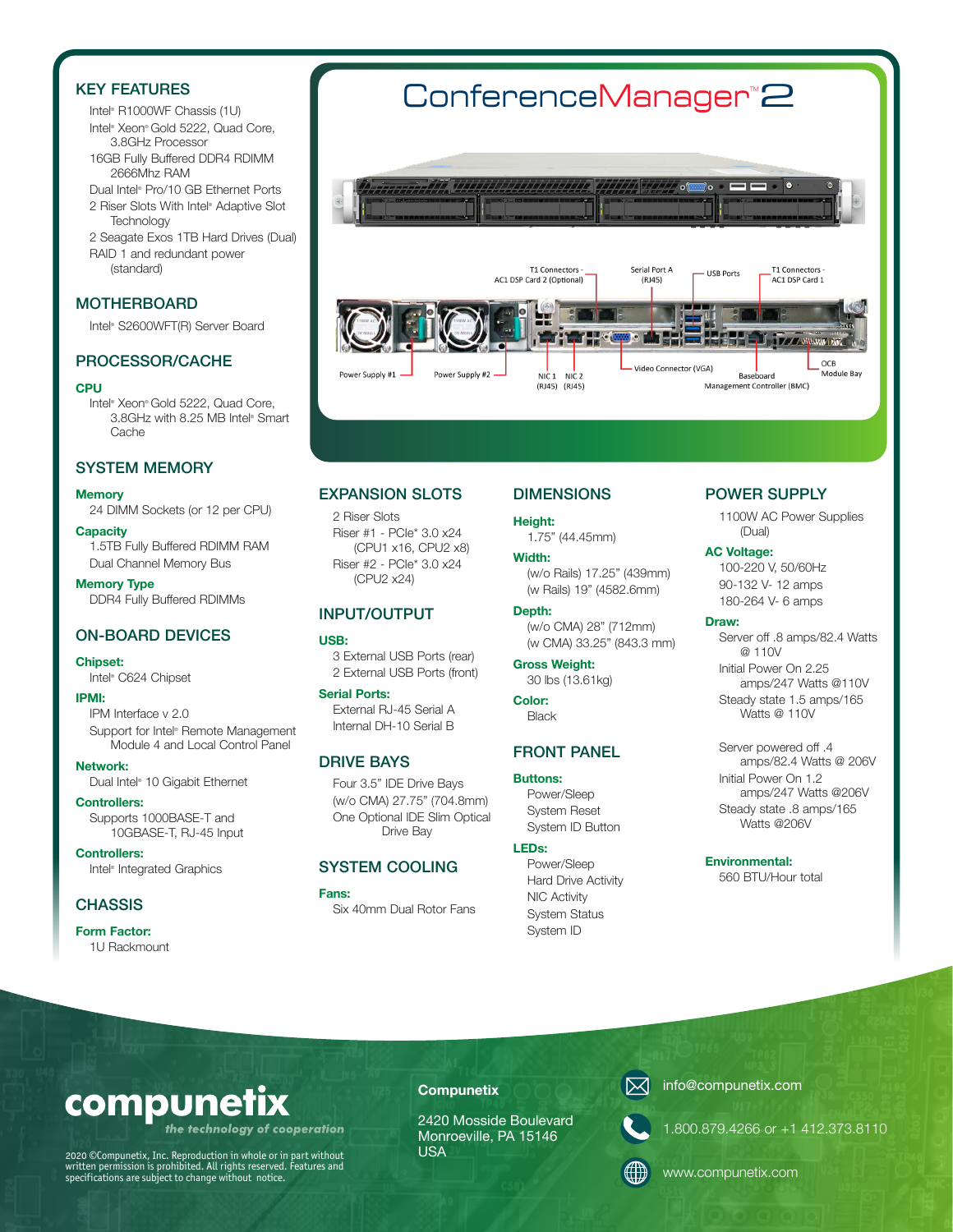# ConferenceManager™2

## KEY FEATURES

- Intel® R1000WF Chassis (1U)
- Intel® Xeon® Gold 5222, Quad Core, 3.8GHz Processor
- 16GB Fully Buffered DDR4 RDIMM 2666Mhz RAM
- Dual Intel® Pro/10 GB Ethernet Ports
- 2 Riser Slots With Intel® Adaptive Slot Technology
- 2 Seagate Exos 1TB Hard Drives (Dual)
- RAID 1 and redundant power (standard)

## MOTHERBOARD

Intel® S2600WFT(R) Server Board

## PROCESSOR/CACHE

### CPU

Intel® Xeon® Gold 5222, Quad Core, 3.8GHz with 8.25 MB Intel® Smart Cache

## SYSTEM MEMORY

### Memory

24 DIMM Sockets (or 12 per CPU)

### Capacity

1.5TB Fully Buffered RDIMM RAM
Dual Channel Memory Bus

### Memory Type

DDR4 Fully Buffered RDIMMs

## ON-BOARD DEVICES

### Chipset:

Intel® C624 Chipset

### IPMI:

IPM Interface v 2.0
Support for Intel® Remote Management Module 4 and Local Control Panel

### Network:

Dual Intel® 10 Gigabit Ethernet

### Controllers:

Supports 1000BASE-T and 10GBASE-T, RJ-45 Input

### Controllers:

Intel® Integrated Graphics

## CHASSIS

### Form Factor:

1U Rackmount

T1 Connectors - AC1 DSP Card 2 (Optional)
Serial Port A (RJ45)
USB Ports
T1 Connectors - AC1 DSP Card 1
Power Supply #1
Power Supply #2
NIC 1 (RJ45)
NIC 2 (RJ45)
Video Connector (VGA)
Baseboard Management Controller (BMC)
OCB Module Bay

## EXPANSION SLOTS

2 Riser Slots
Riser #1 - PCIe* 3.0 x24 (CPU1 x16, CPU2 x8)
Riser #2 - PCIe* 3.0 x24 (CPU2 x24)

## INPUT/OUTPUT

### USB:

3 External USB Ports (rear)
2 External USB Ports (front)

### Serial Ports:

External RJ-45 Serial A
Internal DH-10 Serial B

## DRIVE BAYS

Four 3.5" IDE Drive Bays
(w/o CMA) 27.75" (704.8mm)
One Optional IDE Slim Optical Drive Bay

## SYSTEM COOLING

### Fans:

Six 40mm Dual Rotor Fans

## DIMENSIONS

### Height:

1.75" (44.45mm)

### Width:

(w/o Rails) 17.25" (439mm)
(w Rails) 19" (4582.6mm)

### Depth:

(w/o CMA) 28" (712mm)
(w CMA) 33.25" (843.3 mm)

### Gross Weight:

30 lbs (13.61kg)

### Color:

Black

## FRONT PANEL

### Buttons:

Power/Sleep
System Reset
System ID Button

### LEDs:

Power/Sleep
Hard Drive Activity
NIC Activity
System Status
System ID

## POWER SUPPLY

1100W AC Power Supplies (Dual)

### AC Voltage:

100-220 V, 50/60Hz
90-132 V- 12 amps
180-264 V- 6 amps

### Draw:

Server off .8 amps/82.4 Watts @ 110V
Initial Power On 2.25 amps/247 Watts @110V
Steady state 1.5 amps/165 Watts @ 110V

Server powered off .4 amps/82.4 Watts @ 206V
Initial Power On 1.2 amps/247 Watts @206V
Steady state .8 amps/165 Watts @206V

### Environmental:

560 BTU/Hour total

---

**compunetix**
*the technology of cooperation*

2020 ©Compunetix, Inc. Reproduction in whole or in part without written permission is prohibited. All rights reserved. Features and specifications are subject to change without notice.

**Compunetix**
2420 Mosside Boulevard
Monroeville, PA 15146
USA

info@compunetix.com
1.800.879.4266 or +1 412.373.8110
www.compunetix.com